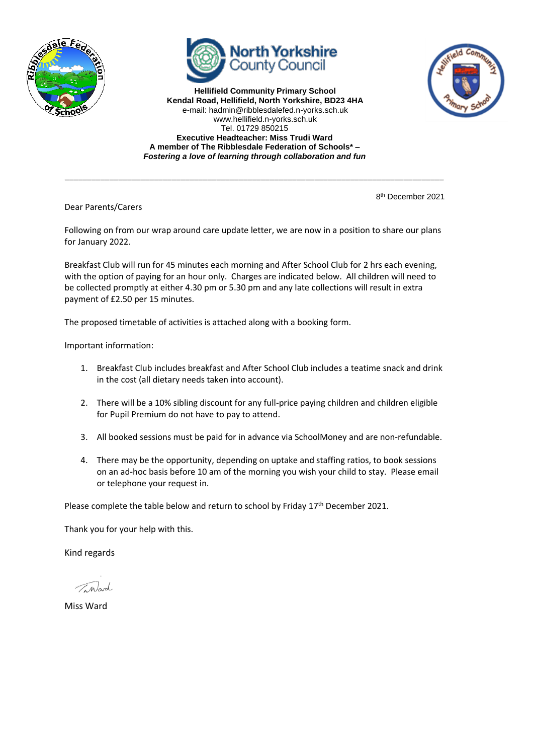**Hellifield Community Primary School**
**Kendal Road, Hellifield, North Yorkshire, BD23 4HA**
e-mail: hadmin@ribblesdalefed.n-yorks.sch.uk
www.hellifield.n-yorks.sch.uk
Tel. 01729 850215
**Executive Headteacher: Miss Trudi Ward**
**A member of The Ribblesdale Federation of Schools* –**
***Fostering a love of learning through collaboration and fun***

---

8th December 2021

Dear Parents/Carers

Following on from our wrap around care update letter, we are now in a position to share our plans for January 2022.

Breakfast Club will run for 45 minutes each morning and After School Club for 2 hrs each evening, with the option of paying for an hour only. Charges are indicated below. All children will need to be collected promptly at either 4.30 pm or 5.30 pm and any late collections will result in extra payment of £2.50 per 15 minutes.

The proposed timetable of activities is attached along with a booking form.

Important information:

1. Breakfast Club includes breakfast and After School Club includes a teatime snack and drink in the cost (all dietary needs taken into account).
2. There will be a 10% sibling discount for any full-price paying children and children eligible for Pupil Premium do not have to pay to attend.
3. All booked sessions must be paid for in advance via SchoolMoney and are non-refundable.
4. There may be the opportunity, depending on uptake and staffing ratios, to book sessions on an ad-hoc basis before 10 am of the morning you wish your child to stay. Please email or telephone your request in.

Please complete the table below and return to school by Friday 17th December 2021.

Thank you for your help with this.

Kind regards

Miss Ward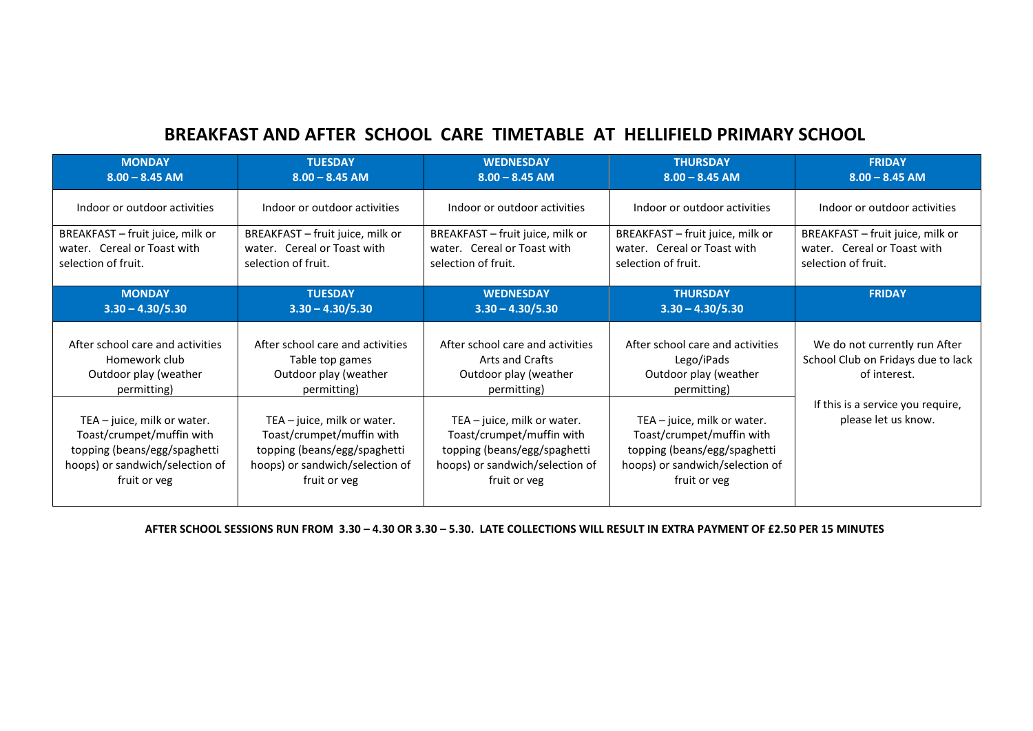# BREAKFAST AND AFTER SCHOOL CARE TIMETABLE AT HELLIFIELD PRIMARY SCHOOL

| MONDAY<br>8.00 – 8.45 AM | TUESDAY<br>8.00 – 8.45 AM | WEDNESDAY<br>8.00 – 8.45 AM | THURSDAY<br>8.00 – 8.45 AM | FRIDAY<br>8.00 – 8.45 AM |
|---|---|---|---|---|
| Indoor or outdoor activities | Indoor or outdoor activities | Indoor or outdoor activities | Indoor or outdoor activities | Indoor or outdoor activities |
| BREAKFAST – fruit juice, milk or water. Cereal or Toast with selection of fruit. | BREAKFAST – fruit juice, milk or water. Cereal or Toast with selection of fruit. | BREAKFAST – fruit juice, milk or water. Cereal or Toast with selection of fruit. | BREAKFAST – fruit juice, milk or water. Cereal or Toast with selection of fruit. | BREAKFAST – fruit juice, milk or water. Cereal or Toast with selection of fruit. |
| **MONDAY<br>3.30 – 4.30/5.30** | **TUESDAY<br>3.30 – 4.30/5.30** | **WEDNESDAY<br>3.30 – 4.30/5.30** | **THURSDAY<br>3.30 – 4.30/5.30** | **FRIDAY** |
| After school care and activities<br>Homework club<br>Outdoor play (weather permitting) | After school care and activities<br>Table top games<br>Outdoor play (weather permitting) | After school care and activities<br>Arts and Crafts<br>Outdoor play (weather permitting) | After school care and activities<br>Lego/iPads<br>Outdoor play (weather permitting) | We do not currently run After School Club on Fridays due to lack of interest.<br><br>If this is a service you require, please let us know. |
| TEA – juice, milk or water. Toast/crumpet/muffin with topping (beans/egg/spaghetti hoops) or sandwich/selection of fruit or veg | TEA – juice, milk or water. Toast/crumpet/muffin with topping (beans/egg/spaghetti hoops) or sandwich/selection of fruit or veg | TEA – juice, milk or water. Toast/crumpet/muffin with topping (beans/egg/spaghetti hoops) or sandwich/selection of fruit or veg | TEA – juice, milk or water. Toast/crumpet/muffin with topping (beans/egg/spaghetti hoops) or sandwich/selection of fruit or veg | |

**AFTER SCHOOL SESSIONS RUN FROM 3.30 – 4.30 OR 3.30 – 5.30. LATE COLLECTIONS WILL RESULT IN EXTRA PAYMENT OF £2.50 PER 15 MINUTES**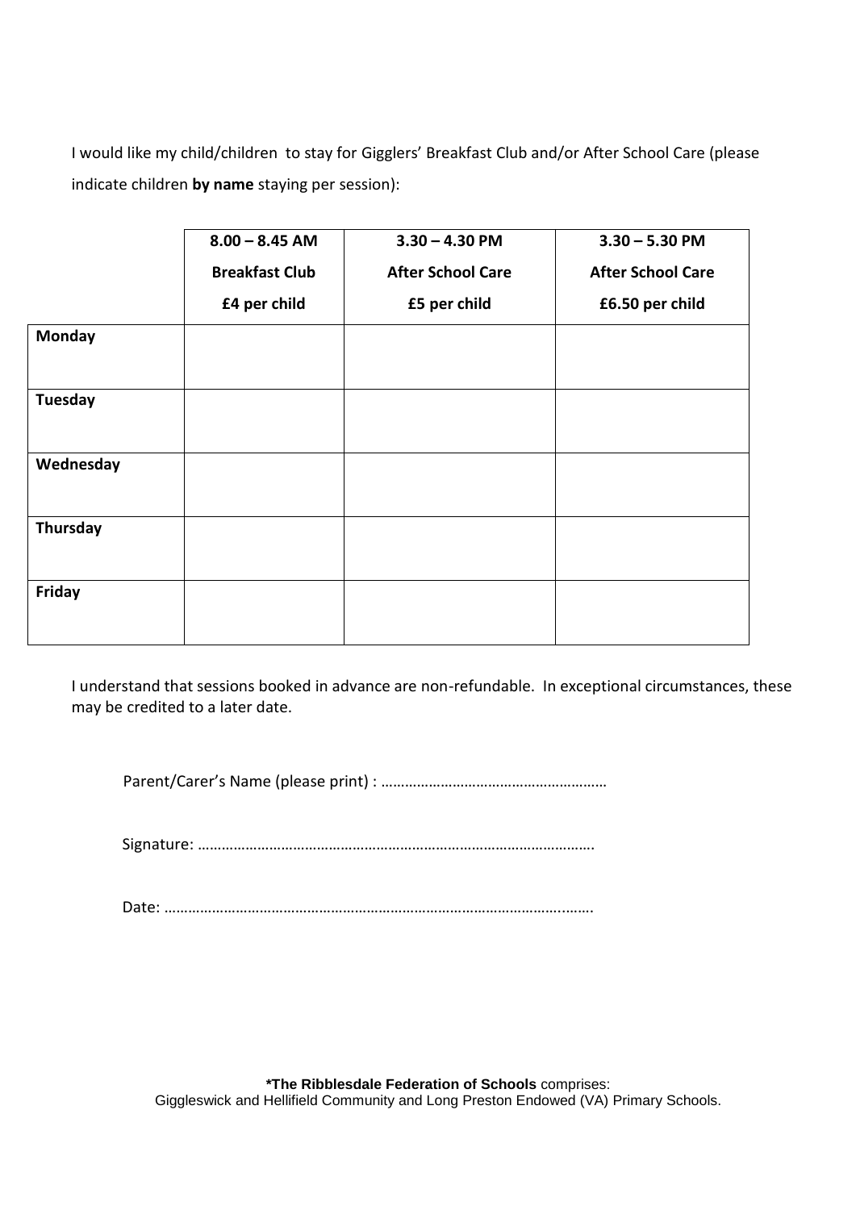I would like my child/children to stay for Gigglers' Breakfast Club and/or After School Care (please indicate children **by name** staying per session):

| | **8.00 – 8.45 AM**<br>**Breakfast Club**<br>**£4 per child** | **3.30 – 4.30 PM**<br>**After School Care**<br>**£5 per child** | **3.30 – 5.30 PM**<br>**After School Care**<br>**£6.50 per child** |
|---|---|---|---|
| **Monday** | | | |
| **Tuesday** | | | |
| **Wednesday** | | | |
| **Thursday** | | | |
| **Friday** | | | |

I understand that sessions booked in advance are non-refundable. In exceptional circumstances, these may be credited to a later date.

Parent/Carer's Name (please print) : …………………………………………………

Signature: ……………………………………………………………………………………….

Date: ……………………………………………………………………………………..…….

***The Ribblesdale Federation of Schools** comprises:
Giggleswick and Hellifield Community and Long Preston Endowed (VA) Primary Schools.